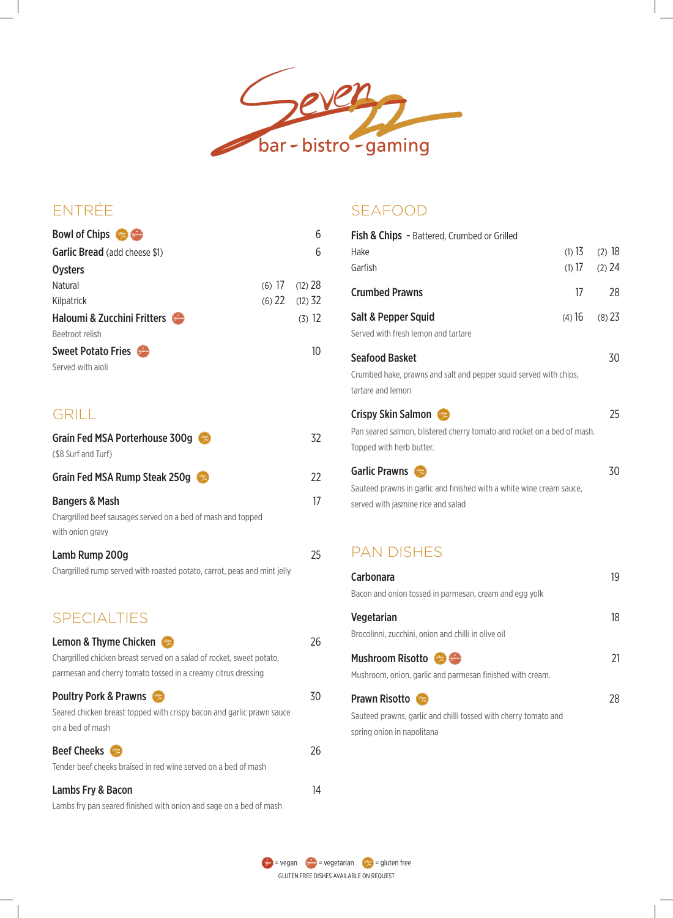# Seven 22

bar - bistro - gaming

## ENTRÉE

**Bowl of Chips** (gluten free, vegetarian) — 6

**Garlic Bread** (add cheese $1) — 6

**Oysters**

| | | |
|---|---|---|
| Natural | (6) 17 | (12) 28 |
| Kilpatrick | (6) 22 | (12) 32 |

**Haloumi & Zucchini Fritters** (vegetarian) — (3) 12
Beetroot relish

**Sweet Potato Fries** (vegetarian) — 10
Served with aioli

## GRILL

**Grain Fed MSA Porterhouse 300g** (gluten free) — 32
($8 Surf and Turf)

**Grain Fed MSA Rump Steak 250g** (gluten free) — 22

**Bangers & Mash** — 17
Chargrilled beef sausages served on a bed of mash and topped with onion gravy

**Lamb Rump 200g** — 25
Chargrilled rump served with roasted potato, carrot, peas and mint jelly

## SPECIALTIES

**Lemon & Thyme Chicken** (gluten free) — 26
Chargrilled chicken breast served on a salad of rocket, sweet potato, parmesan and cherry tomato tossed in a creamy citrus dressing

**Poultry Pork & Prawns** (gluten free) — 30
Seared chicken breast topped with crispy bacon and garlic prawn sauce on a bed of mash

**Beef Cheeks** (gluten free) — 26
Tender beef cheeks braised in red wine served on a bed of mash

**Lambs Fry & Bacon** — 14
Lambs fry pan seared finished with onion and sage on a bed of mash

## SEAFOOD

**Fish & Chips** - Battered, Crumbed or Grilled

| | | |
|---|---|---|
| Hake | (1) 13 | (2) 18 |
| Garfish | (1) 17 | (2) 24 |

**Crumbed Prawns** — 17 / 28

**Salt & Pepper Squid** — (4) 16 / (8) 23
Served with fresh lemon and tartare

**Seafood Basket** — 30
Crumbed hake, prawns and salt and pepper squid served with chips, tartare and lemon

**Crispy Skin Salmon** (gluten free) — 25
Pan seared salmon, blistered cherry tomato and rocket on a bed of mash. Topped with herb butter.

**Garlic Prawns** (gluten free) — 30
Sauteed prawns in garlic and finished with a white wine cream sauce, served with jasmine rice and salad

## PAN DISHES

**Carbonara** — 19
Bacon and onion tossed in parmesan, cream and egg yolk

**Vegetarian** — 18
Brocolinni, zucchini, onion and chilli in olive oil

**Mushroom Risotto** (gluten free, vegetarian) — 21
Mushroom, onion, garlic and parmesan finished with cream.

**Prawn Risotto** (gluten free) — 28
Sauteed prawns, garlic and chilli tossed with cherry tomato and spring onion in napolitana

= vegan = vegetarian = gluten free

GLUTEN FREE DISHES AVAILABLE ON REQUEST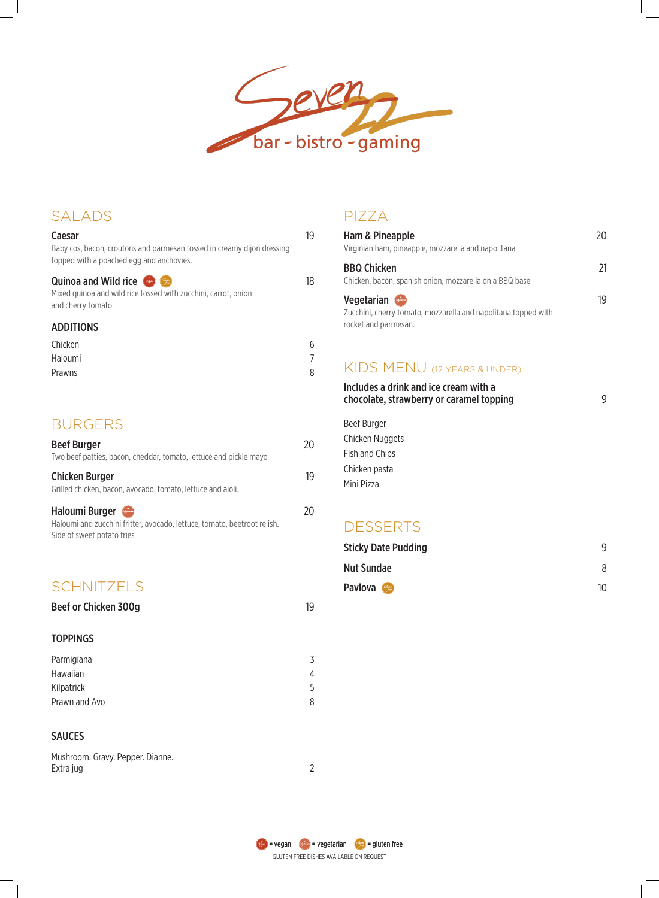Seven 22

bar - bistro - gaming

## SALADS

**Caesar** 19
Baby cos, bacon, croutons and parmesan tossed in creamy dijon dressing topped with a poached egg and anchovies.

**Quinoa and Wild rice** (vegan) (gluten free) 18
Mixed quinoa and wild rice tossed with zucchini, carrot, onion and cherry tomato

### ADDITIONS

| | |
|---|---|
| Chicken | 6 |
| Haloumi | 7 |
| Prawns | 8 |

## BURGERS

**Beef Burger** 20
Two beef patties, bacon, cheddar, tomato, lettuce and pickle mayo

**Chicken Burger** 19
Grilled chicken, bacon, avocado, tomato, lettuce and aioli.

**Haloumi Burger** (vegetarian) 20
Haloumi and zucchini fritter, avocado, lettuce, tomato, beetroot relish. Side of sweet potato fries

## SCHNITZELS

**Beef or Chicken 300g** 19

### TOPPINGS

| | |
|---|---|
| Parmigiana | 3 |
| Hawaiian | 4 |
| Kilpatrick | 5 |
| Prawn and Avo | 8 |

### SAUCES

Mushroom. Gravy. Pepper. Dianne.
Extra jug 2

## PIZZA

**Ham & Pineapple** 20
Virginian ham, pineapple, mozzarella and napolitana

**BBQ Chicken** 21
Chicken, bacon, spanish onion, mozzarella on a BBQ base

**Vegetarian** (vegetarian) 19
Zucchini, cherry tomato, mozzarella and napolitana topped with rocket and parmesan.

## KIDS MENU (12 YEARS & UNDER)

**Includes a drink and ice cream with a chocolate, strawberry or caramel topping** 9

Beef Burger
Chicken Nuggets
Fish and Chips
Chicken pasta
Mini Pizza

## DESSERTS

| | |
|---|---|
| **Sticky Date Pudding** | 9 |
| **Nut Sundae** | 8 |
| **Pavlova** (gluten free) | 10 |

(vegan) = vegan (vegetarian) = vegetarian (gluten free) = gluten free

GLUTEN FREE DISHES AVAILABLE ON REQUEST